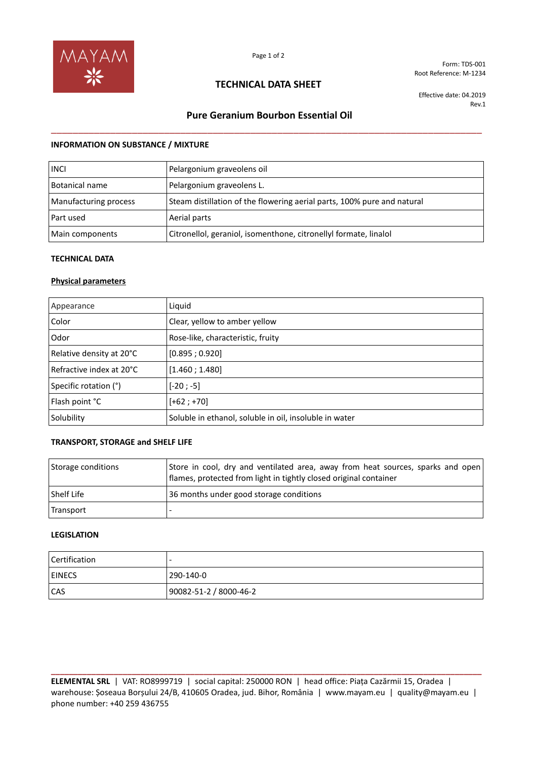Form: TDS-001
Root Reference: M-1234

# TECHNICAL DATA SHEET

Effective date: 04.2019
Rev.1

## Pure Geranium Bourbon Essential Oil

### INFORMATION ON SUBSTANCE / MIXTURE

| INCI | Pelargonium graveolens oil |
|---|---|
| Botanical name | Pelargonium graveolens L. |
| Manufacturing process | Steam distillation of the flowering aerial parts, 100% pure and natural |
| Part used | Aerial parts |
| Main components | Citronellol, geraniol, isomenthone, citronellyl formate, linalol |

### TECHNICAL DATA

**Physical parameters**

| Appearance | Liquid |
|---|---|
| Color | Clear, yellow to amber yellow |
| Odor | Rose-like, characteristic, fruity |
| Relative density at 20°C | [0.895 ; 0.920] |
| Refractive index at 20°C | [1.460 ; 1.480] |
| Specific rotation (°) | [-20 ; -5] |
| Flash point °C | [+62 ; +70] |
| Solubility | Soluble in ethanol, soluble in oil, insoluble in water |

### TRANSPORT, STORAGE and SHELF LIFE

| Storage conditions | Store in cool, dry and ventilated area, away from heat sources, sparks and open flames, protected from light in tightly closed original container |
|---|---|
| Shelf Life | 36 months under good storage conditions |
| Transport | - |

### LEGISLATION

| Certification | - |
|---|---|
| EINECS | 290-140-0 |
| CAS | 90082-51-2 / 8000-46-2 |

**ELEMENTAL SRL** | VAT: RO8999719 | social capital: 250000 RON | head office: Piața Cazărmii 15, Oradea | warehouse: Șoseaua Borșului 24/B, 410605 Oradea, jud. Bihor, România | www.mayam.eu | quality@mayam.eu | phone number: +40 259 436755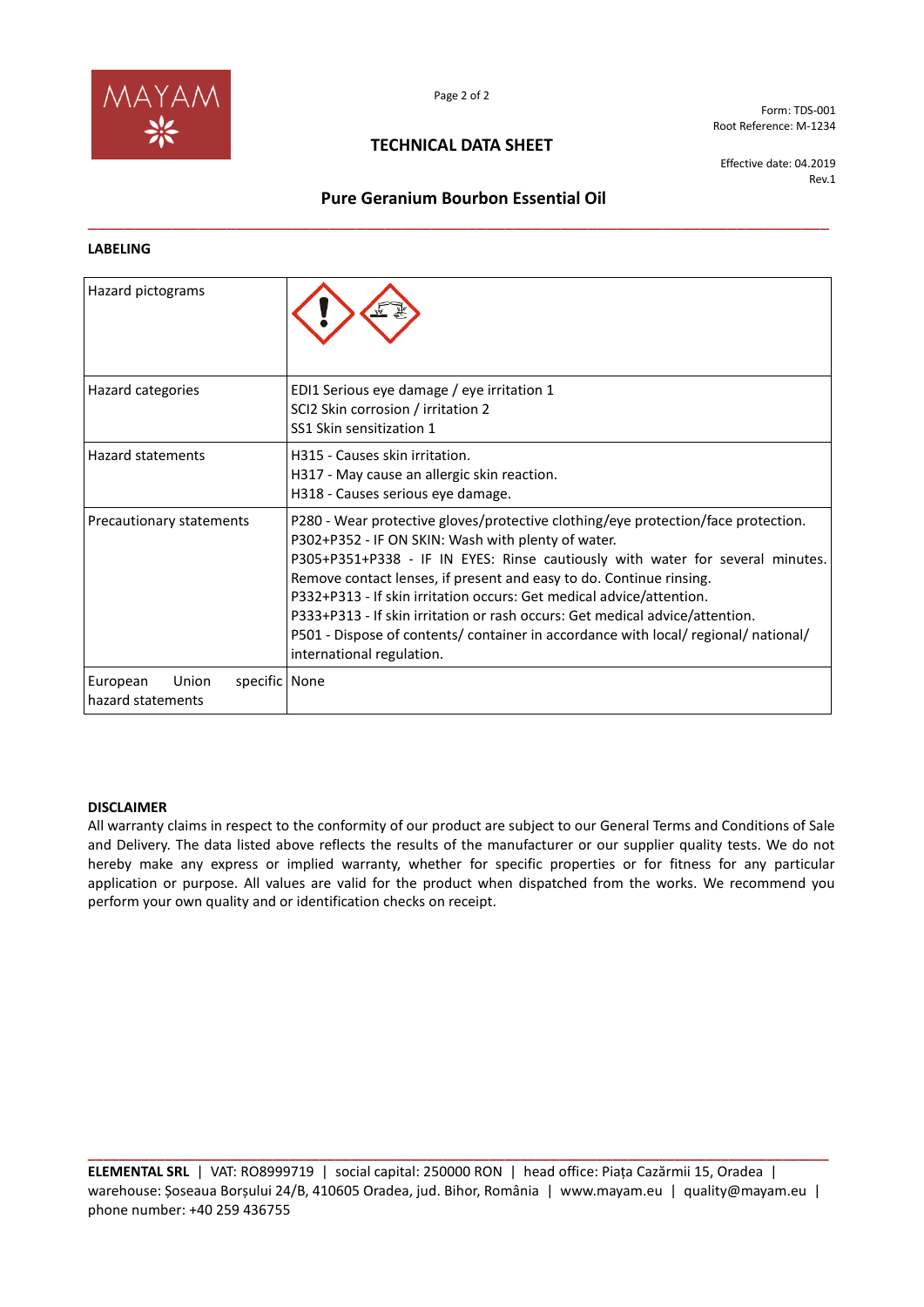# TECHNICAL DATA SHEET

Form: TDS-001
Root Reference: M-1234

Effective date: 04.2019
Rev.1

## Pure Geranium Bourbon Essential Oil

### LABELING

| | |
|---|---|
| Hazard pictograms | |
| Hazard categories | EDI1 Serious eye damage / eye irritation 1<br>SCI2 Skin corrosion / irritation 2<br>SS1 Skin sensitization 1 |
| Hazard statements | H315 - Causes skin irritation.<br>H317 - May cause an allergic skin reaction.<br>H318 - Causes serious eye damage. |
| Precautionary statements | P280 - Wear protective gloves/protective clothing/eye protection/face protection.<br>P302+P352 - IF ON SKIN: Wash with plenty of water.<br>P305+P351+P338 - IF IN EYES: Rinse cautiously with water for several minutes. Remove contact lenses, if present and easy to do. Continue rinsing.<br>P332+P313 - If skin irritation occurs: Get medical advice/attention.<br>P333+P313 - If skin irritation or rash occurs: Get medical advice/attention.<br>P501 - Dispose of contents/ container in accordance with local/ regional/ national/ international regulation. |
| European Union specific hazard statements | None |

### DISCLAIMER

All warranty claims in respect to the conformity of our product are subject to our General Terms and Conditions of Sale and Delivery. The data listed above reflects the results of the manufacturer or our supplier quality tests. We do not hereby make any express or implied warranty, whether for specific properties or for fitness for any particular application or purpose. All values are valid for the product when dispatched from the works. We recommend you perform your own quality and or identification checks on receipt.

**ELEMENTAL SRL** | VAT: RO8999719 | social capital: 250000 RON | head office: Piața Cazărmii 15, Oradea | warehouse: Șoseaua Borșului 24/B, 410605 Oradea, jud. Bihor, România | www.mayam.eu | quality@mayam.eu | phone number: +40 259 436755